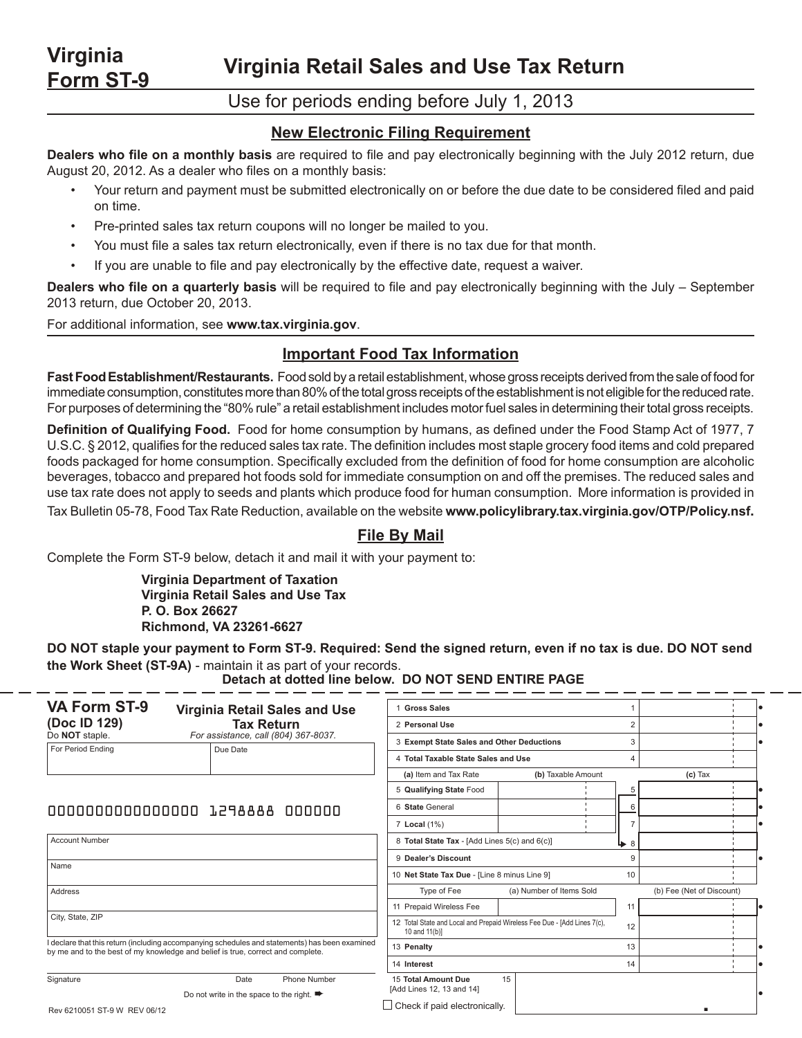# Virginia Form ST-9

# Virginia Retail Sales and Use Tax Return

Use for periods ending before July 1, 2013

## New Electronic Filing Requirement

**Dealers who file on a monthly basis** are required to file and pay electronically beginning with the July 2012 return, due August 20, 2012. As a dealer who files on a monthly basis:

- Your return and payment must be submitted electronically on or before the due date to be considered filed and paid on time.
- Pre-printed sales tax return coupons will no longer be mailed to you.
- You must file a sales tax return electronically, even if there is no tax due for that month.
- If you are unable to file and pay electronically by the effective date, request a waiver.

**Dealers who file on a quarterly basis** will be required to file and pay electronically beginning with the July – September 2013 return, due October 20, 2013.

For additional information, see **www.tax.virginia.gov**.

## Important Food Tax Information

**Fast Food Establishment/Restaurants.** Food sold by a retail establishment, whose gross receipts derived from the sale of food for immediate consumption, constitutes more than 80% of the total gross receipts of the establishment is not eligible for the reduced rate. For purposes of determining the "80% rule" a retail establishment includes motor fuel sales in determining their total gross receipts.

**Definition of Qualifying Food.** Food for home consumption by humans, as defined under the Food Stamp Act of 1977, 7 U.S.C. § 2012, qualifies for the reduced sales tax rate. The definition includes most staple grocery food items and cold prepared foods packaged for home consumption. Specifically excluded from the definition of food for home consumption are alcoholic beverages, tobacco and prepared hot foods sold for immediate consumption on and off the premises. The reduced sales and use tax rate does not apply to seeds and plants which produce food for human consumption. More information is provided in Tax Bulletin 05-78, Food Tax Rate Reduction, available on the website **www.policylibrary.tax.virginia.gov/OTP/Policy.nsf.**

## File By Mail

Complete the Form ST-9 below, detach it and mail it with your payment to:

**Virginia Department of Taxation**
**Virginia Retail Sales and Use Tax**
**P. O. Box 26627**
**Richmond, VA 23261-6627**

**DO NOT staple your payment to Form ST-9. Required: Send the signed return, even if no tax is due. DO NOT send the Work Sheet (ST-9A)** - maintain it as part of your records.

**Detach at dotted line below. DO NOT SEND ENTIRE PAGE**

---

**VA Form ST-9**
**(Doc ID 129)**
Do **NOT** staple.

**Virginia Retail Sales and Use Tax Return**
*For assistance, call (804) 367-8037.*

| For Period Ending | Due Date |
|---|---|
| | |

0000000000000000 1298888 000000

| |
|---|
| Account Number |
| Name |
| Address |
| City, State, ZIP |

I declare that this return (including accompanying schedules and statements) has been examined by me and to the best of my knowledge and belief is true, correct and complete.

Signature &nbsp;&nbsp;&nbsp; Date &nbsp;&nbsp;&nbsp; Phone Number

Do not write in the space to the right. ➨

| Line | | | | |
|---|---|---|---|---|
| 1 **Gross Sales** | | | 1 | |
| 2 **Personal Use** | | | 2 | |
| 3 **Exempt State Sales and Other Deductions** | | | 3 | |
| 4 **Total Taxable State Sales and Use** | | | 4 | |
| **(a)** Item and Tax Rate | **(b)** Taxable Amount | | | **(c)** Tax |
| 5 **Qualifying State** Food | | | 5 | |
| 6 **State** General | | | 6 | |
| 7 **Local** (1%) | | | 7 | |
| 8 **Total State Tax** - [Add Lines 5(c) and 6(c)] | | | 8 | |
| 9 **Dealer's Discount** | | | 9 | |
| 10 **Net State Tax Due** - [Line 8 minus Line 9] | | | 10 | |
| Type of Fee | (a) Number of Items Sold | | | (b) Fee (Net of Discount) |
| 11 Prepaid Wireless Fee | | | 11 | |
| 12 Total State and Local and Prepaid Wireless Fee Due - [Add Lines 7(c), 10 and 11(b)] | | | 12 | |
| 13 **Penalty** | | | 13 | |
| 14 **Interest** | | | 14 | |
| 15 **Total Amount Due** [Add Lines 12, 13 and 14] | | | 15 | |

☐ Check if paid electronically.

Rev 6210051 ST-9 W REV 06/12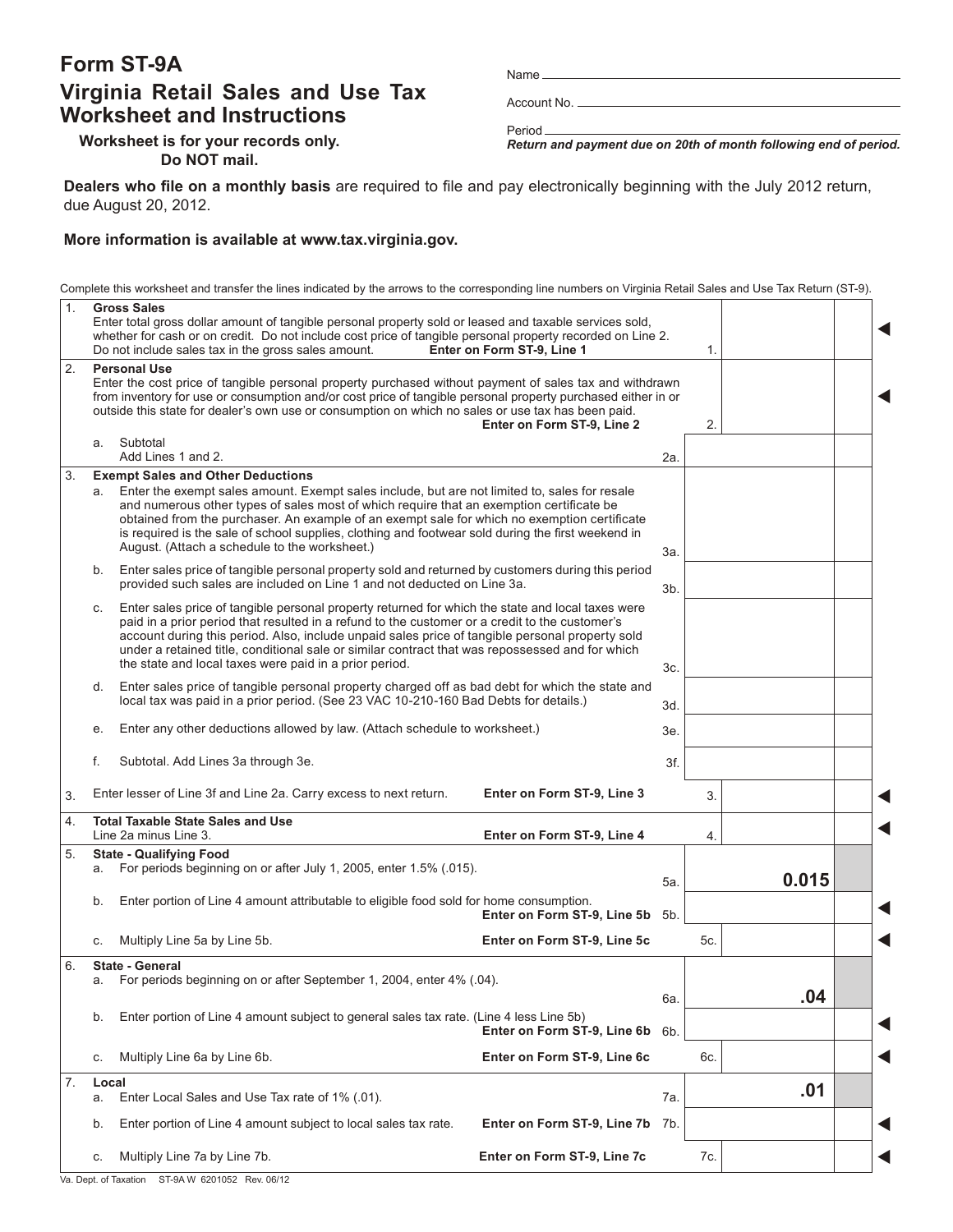# Form ST-9A

## Virginia Retail Sales and Use Tax Worksheet and Instructions

**Worksheet is for your records only. Do NOT mail.**

Name

Account No.

Period

***Return and payment due on 20th of month following end of period.***

**Dealers who file on a monthly basis** are required to file and pay electronically beginning with the July 2012 return, due August 20, 2012.

**More information is available at www.tax.virginia.gov.**

Complete this worksheet and transfer the lines indicated by the arrows to the corresponding line numbers on Virginia Retail Sales and Use Tax Return (ST-9).

| | | Line | Amount | |
|---|---|---|---|---|
| 1. | **Gross Sales** Enter total gross dollar amount of tangible personal property sold or leased and taxable services sold, whether for cash or on credit. Do not include cost price of tangible personal property recorded on Line 2. Do not include sales tax in the gross sales amount. **Enter on Form ST-9, Line 1** | 1. | | ◀ |
| 2. | **Personal Use** Enter the cost price of tangible personal property purchased without payment of sales tax and withdrawn from inventory for use or consumption and/or cost price of tangible personal property purchased either in or outside this state for dealer's own use or consumption on which no sales or use tax has been paid. **Enter on Form ST-9, Line 2** | 2. | | ◀ |
| | a. Subtotal Add Lines 1 and 2. | 2a. | | |
| 3. | **Exempt Sales and Other Deductions** | | | |
| | a. Enter the exempt sales amount. Exempt sales include, but are not limited to, sales for resale and numerous other types of sales most of which require that an exemption certificate be obtained from the purchaser. An example of an exempt sale for which no exemption certificate is required is the sale of school supplies, clothing and footwear sold during the first weekend in August. (Attach a schedule to the worksheet.) | 3a. | | |
| | b. Enter sales price of tangible personal property sold and returned by customers during this period provided such sales are included on Line 1 and not deducted on Line 3a. | 3b. | | |
| | c. Enter sales price of tangible personal property returned for which the state and local taxes were paid in a prior period that resulted in a refund to the customer or a credit to the customer's account during this period. Also, include unpaid sales price of tangible personal property sold under a retained title, conditional sale or similar contract that was repossessed and for which the state and local taxes were paid in a prior period. | 3c. | | |
| | d. Enter sales price of tangible personal property charged off as bad debt for which the state and local tax was paid in a prior period. (See 23 VAC 10-210-160 Bad Debts for details.) | 3d. | | |
| | e. Enter any other deductions allowed by law. (Attach schedule to worksheet.) | 3e. | | |
| | f. Subtotal. Add Lines 3a through 3e. | 3f. | | |
| 3. | Enter lesser of Line 3f and Line 2a. Carry excess to next return. **Enter on Form ST-9, Line 3** | 3. | | ◀ |
| 4. | **Total Taxable State Sales and Use** Line 2a minus Line 3. **Enter on Form ST-9, Line 4** | 4. | | ◀ |
| 5. | **State - Qualifying Food** | | | |
| | a. For periods beginning on or after July 1, 2005, enter 1.5% (.015). | 5a. | 0.015 | |
| | b. Enter portion of Line 4 amount attributable to eligible food sold for home consumption. **Enter on Form ST-9, Line 5b** | 5b. | | ◀ |
| | c. Multiply Line 5a by Line 5b. **Enter on Form ST-9, Line 5c** | 5c. | | ◀ |
| 6. | **State - General** | | | |
| | a. For periods beginning on or after September 1, 2004, enter 4% (.04). | 6a. | .04 | |
| | b. Enter portion of Line 4 amount subject to general sales tax rate. (Line 4 less Line 5b) **Enter on Form ST-9, Line 6b** | 6b. | | ◀ |
| | c. Multiply Line 6a by Line 6b. **Enter on Form ST-9, Line 6c** | 6c. | | ◀ |
| 7. | **Local** | | | |
| | a. Enter Local Sales and Use Tax rate of 1% (.01). | 7a. | .01 | |
| | b. Enter portion of Line 4 amount subject to local sales tax rate. **Enter on Form ST-9, Line 7b** | 7b. | | ◀ |
| | c. Multiply Line 7a by Line 7b. **Enter on Form ST-9, Line 7c** | 7c. | | ◀ |

Va. Dept. of Taxation ST-9A W 6201052 Rev. 06/12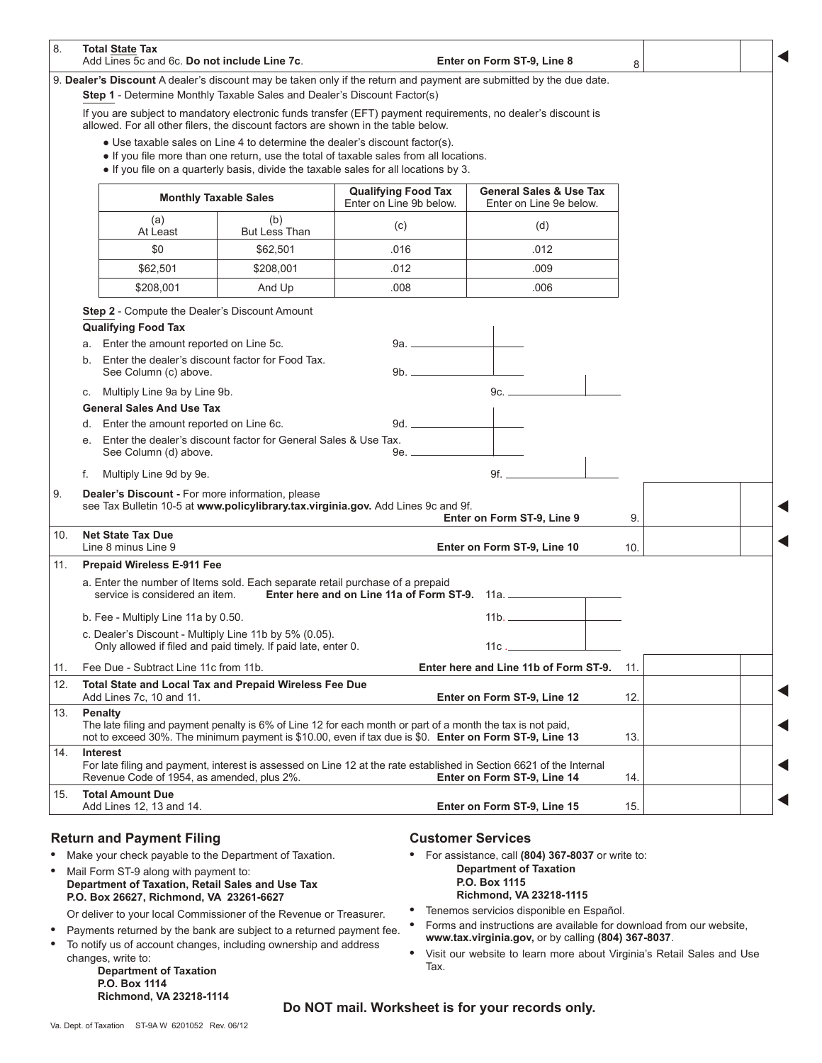8. **Total State Tax**
Add Lines 5c and 6c. **Do not include Line 7c**. **Enter on Form ST-9, Line 8** 8

9. **Dealer's Discount** A dealer's discount may be taken only if the return and payment are submitted by the due date.

**Step 1** - Determine Monthly Taxable Sales and Dealer's Discount Factor(s)

If you are subject to mandatory electronic funds transfer (EFT) payment requirements, no dealer's discount is allowed. For all other filers, the discount factors are shown in the table below.

- Use taxable sales on Line 4 to determine the dealer's discount factor(s).
- If you file more than one return, use the total of taxable sales from all locations.
- If you file on a quarterly basis, divide the taxable sales for all locations by 3.

| Monthly Taxable Sales | | Qualifying Food Tax Enter on Line 9b below. | General Sales & Use Tax Enter on Line 9e below. |
|---|---|---|---|
| (a) At Least | (b) But Less Than | (c) | (d) |
| $0 | $62,501 | .016 | .012 |
| $62,501 | $208,001 | .012 | .009 |
| $208,001 | And Up | .008 | .006 |

**Step 2** - Compute the Dealer's Discount Amount

**Qualifying Food Tax**

a. Enter the amount reported on Line 5c. 9a. ______

b. Enter the dealer's discount factor for Food Tax. See Column (c) above. 9b. ______

c. Multiply Line 9a by Line 9b. 9c. ______

**General Sales And Use Tax**

d. Enter the amount reported on Line 6c. 9d. ______

e. Enter the dealer's discount factor for General Sales & Use Tax. See Column (d) above. 9e. ______

f. Multiply Line 9d by 9e. 9f. ______

9. **Dealer's Discount -** For more information, please see Tax Bulletin 10-5 at **www.policylibrary.tax.virginia.gov.** Add Lines 9c and 9f. **Enter on Form ST-9, Line 9** 9.

10. **Net State Tax Due**
Line 8 minus Line 9 **Enter on Form ST-9, Line 10** 10.

11. **Prepaid Wireless E-911 Fee**

a. Enter the number of Items sold. Each separate retail purchase of a prepaid service is considered an item. **Enter here and on Line 11a of Form ST-9.** 11a. ______

b. Fee - Multiply Line 11a by 0.50. 11b. ______

c. Dealer's Discount - Multiply Line 11b by 5% (0.05). Only allowed if filed and paid timely. If paid late, enter 0. 11c. ______

11. Fee Due - Subtract Line 11c from 11b. **Enter here and Line 11b of Form ST-9.** 11.

12. **Total State and Local Tax and Prepaid Wireless Fee Due**
Add Lines 7c, 10 and 11. **Enter on Form ST-9, Line 12** 12.

13. **Penalty**
The late filing and payment penalty is 6% of Line 12 for each month or part of a month the tax is not paid, not to exceed 30%. The minimum payment is $10.00, even if tax due is $0. **Enter on Form ST-9, Line 13** 13.

14. **Interest**
For late filing and payment, interest is assessed on Line 12 at the rate established in Section 6621 of the Internal Revenue Code of 1954, as amended, plus 2%. **Enter on Form ST-9, Line 14** 14.

15. **Total Amount Due**
Add Lines 12, 13 and 14. **Enter on Form ST-9, Line 15** 15.

## Return and Payment Filing

- Make your check payable to the Department of Taxation.
- Mail Form ST-9 along with payment to:
  **Department of Taxation, Retail Sales and Use Tax**
  **P.O. Box 26627, Richmond, VA 23261-6627**

  Or deliver to your local Commissioner of the Revenue or Treasurer.
- Payments returned by the bank are subject to a returned payment fee.
- To notify us of account changes, including ownership and address changes, write to:
  **Department of Taxation**
  **P.O. Box 1114**
  **Richmond, VA 23218-1114**

## Customer Services

- For assistance, call **(804) 367-8037** or write to:
  **Department of Taxation**
  **P.O. Box 1115**
  **Richmond, VA 23218-1115**
- Tenemos servicios disponible en Español.
- Forms and instructions are available for download from our website, **www.tax.virginia.gov,** or by calling **(804) 367-8037**.
- Visit our website to learn more about Virginia's Retail Sales and Use Tax.

**Do NOT mail. Worksheet is for your records only.**

Va. Dept. of Taxation ST-9A W 6201052 Rev. 06/12